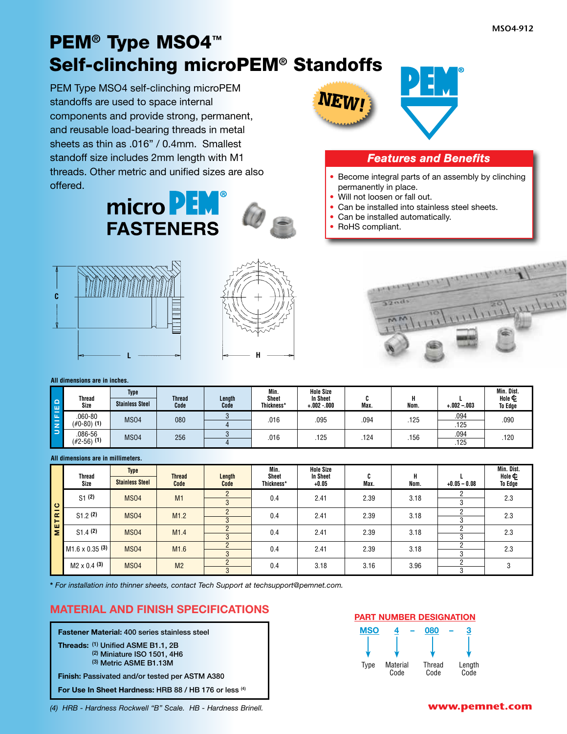# PEM® Type MSO4™ Self-clinching microPEM® Standoffs

PEM Type MSO4 self-clinching microPEM standoffs are used to space internal components and provide strong, permanent, and reusable load-bearing threads in metal sheets as thin as .016" / 0.4mm. Smallest standoff size includes 2mm length with M1 threads. Other metric and unified sizes are also offered.

NEW!

micro PEM® FASTENERS

## Features and Benefits

- Become integral parts of an assembly by clinching permanently in place.
- Will not loosen or fall out.
- Can be installed into stainless steel sheets.
- Can be installed automatically.
- RoHS compliant.

All dimensions are in inches.

| | Thread Size | Type Stainless Steel | Thread Code | Length Code | Min. Sheet Thickness* | Hole Size In Sheet +.002 -.000 | C Max. | H Nom. | L +.002 –.003 | Min. Dist. Hole ℄ To Edge |
|---|---|---|---|---|---|---|---|---|---|---|
| UNIFIED | .060-80 (#0-80) (1) | MSO4 | 080 | 3 | .016 | .095 | .094 | .125 | .094 | .090 |
| | | | | 4 | | | | | .125 | |
| | .086-56 (#2-56) (1) | MSO4 | 256 | 3 | .016 | .125 | .124 | .156 | .094 | .120 |
| | | | | 4 | | | | | .125 | |

All dimensions are in millimeters.

| | Thread Size | Type Stainless Steel | Thread Code | Length Code | Min. Sheet Thickness* | Hole Size In Sheet +0.05 | C Max. | H Nom. | L +0.05 – 0.08 | Min. Dist. Hole ℄ To Edge |
|---|---|---|---|---|---|---|---|---|---|---|
| METRIC | S1 (2) | MSO4 | M1 | 2 | 0.4 | 2.41 | 2.39 | 3.18 | 2 | 2.3 |
| | | | | 3 | | | | | 3 | |
| | S1.2 (2) | MSO4 | M1.2 | 2 | 0.4 | 2.41 | 2.39 | 3.18 | 2 | 2.3 |
| | | | | 3 | | | | | 3 | |
| | S1.4 (2) | MSO4 | M1.4 | 2 | 0.4 | 2.41 | 2.39 | 3.18 | 2 | 2.3 |
| | | | | 3 | | | | | 3 | |
| | M1.6 x 0.35 (3) | MSO4 | M1.6 | 2 | 0.4 | 2.41 | 2.39 | 3.18 | 2 | 2.3 |
| | | | | 3 | | | | | 3 | |
| | M2 x 0.4 (3) | MSO4 | M2 | 2 | 0.4 | 3.18 | 3.16 | 3.96 | 2 | 3 |
| | | | | 3 | | | | | 3 | |

*\* For installation into thinner sheets, contact Tech Support at techsupport@pemnet.com.*

## MATERIAL AND FINISH SPECIFICATIONS

**Fastener Material:** 400 series stainless steel

**Threads:** (1) Unified ASME B1.1, 2B
(2) Miniature ISO 1501, 4H6
(3) Metric ASME B1.13M

**Finish:** Passivated and/or tested per ASTM A380

**For Use In Sheet Hardness:** HRB 88 / HB 176 or less (4)

*(4) HRB - Hardness Rockwell "B" Scale. HB - Hardness Brinell.*

## PART NUMBER DESIGNATION

MSO 4 – 080 – 3

- MSO: Type
- 4: Material Code
- 080: Thread Code
- 3: Length Code

www.pemnet.com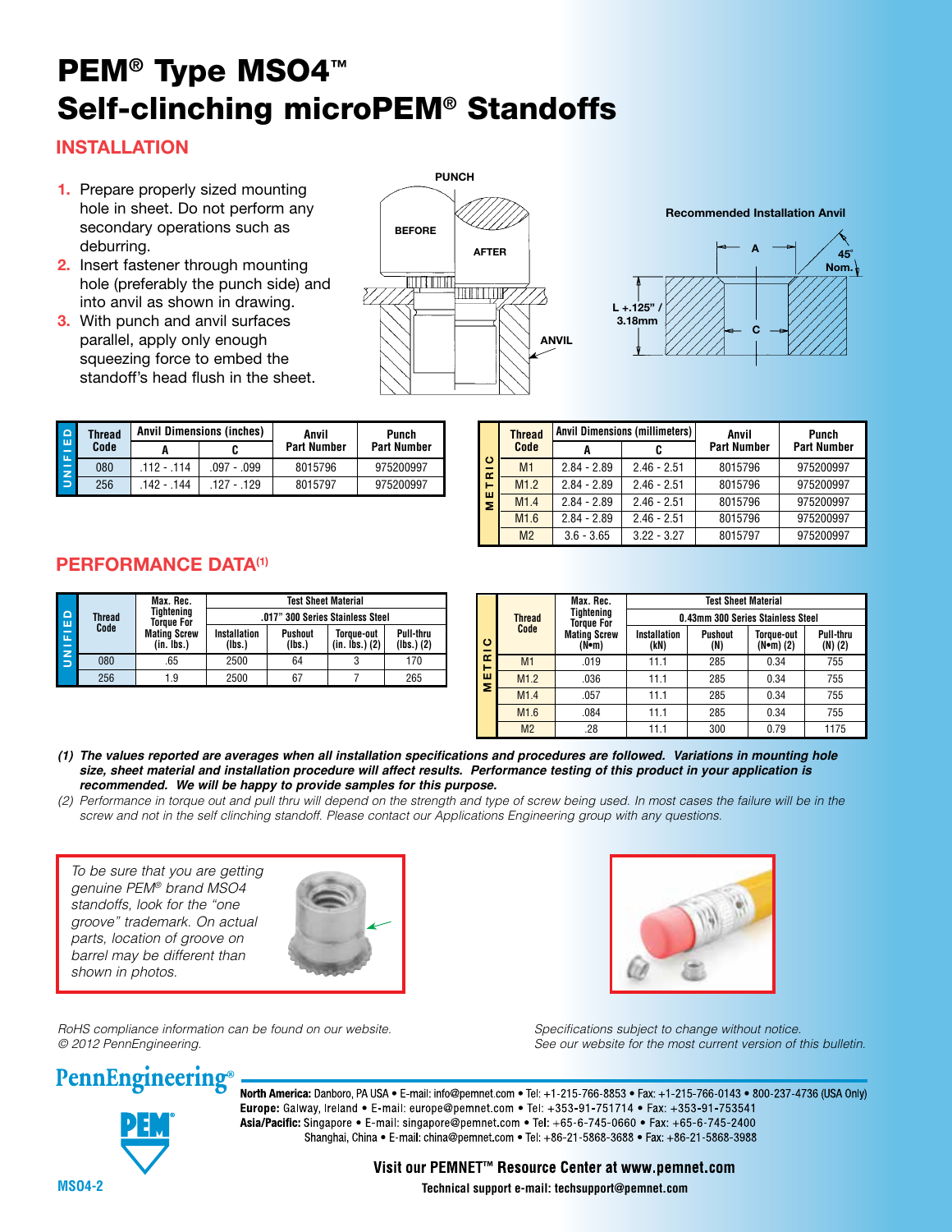# PEM® Type MSO4™ Self-clinching microPEM® Standoffs

## INSTALLATION

1. Prepare properly sized mounting hole in sheet. Do not perform any secondary operations such as deburring.
2. Insert fastener through mounting hole (preferably the punch side) and into anvil as shown in drawing.
3. With punch and anvil surfaces parallel, apply only enough squeezing force to embed the standoff's head flush in the sheet.

PUNCH
BEFORE
AFTER
ANVIL

Recommended Installation Anvil
A
45° Nom.
L +.125" / 3.18mm
C

**UNIFIED**

| Thread Code | Anvil Dimensions (inches) | | Anvil Part Number | Punch Part Number |
|---|---|---|---|---|
| | A | C | | |
| 080 | .112 - .114 | .097 - .099 | 8015796 | 975200997 |
| 256 | .142 - .144 | .127 - .129 | 8015797 | 975200997 |

**METRIC**

| Thread Code | Anvil Dimensions (millimeters) | | Anvil Part Number | Punch Part Number |
|---|---|---|---|---|
| | A | C | | |
| M1 | 2.84 - 2.89 | 2.46 - 2.51 | 8015796 | 975200997 |
| M1.2 | 2.84 - 2.89 | 2.46 - 2.51 | 8015796 | 975200997 |
| M1.4 | 2.84 - 2.89 | 2.46 - 2.51 | 8015796 | 975200997 |
| M1.6 | 2.84 - 2.89 | 2.46 - 2.51 | 8015796 | 975200997 |
| M2 | 3.6 - 3.65 | 3.22 - 3.27 | 8015797 | 975200997 |

## PERFORMANCE DATA(1)

**UNIFIED**

| Thread Code | Max. Rec. Tightening Torque For Mating Screw (in. lbs.) | Test Sheet Material: .017" 300 Series Stainless Steel | | | |
|---|---|---|---|---|---|
| | | Installation (lbs.) | Pushout (lbs.) | Torque-out (in. lbs.) (2) | Pull-thru (lbs.) (2) |
| 080 | .65 | 2500 | 64 | 3 | 170 |
| 256 | 1.9 | 2500 | 67 | 7 | 265 |

**METRIC**

| Thread Code | Max. Rec. Tightening Torque For Mating Screw (N•m) | Test Sheet Material: 0.43mm 300 Series Stainless Steel | | | |
|---|---|---|---|---|---|
| | | Installation (kN) | Pushout (N) | Torque-out (N•m) (2) | Pull-thru (N) (2) |
| M1 | .019 | 11.1 | 285 | 0.34 | 755 |
| M1.2 | .036 | 11.1 | 285 | 0.34 | 755 |
| M1.4 | .057 | 11.1 | 285 | 0.34 | 755 |
| M1.6 | .084 | 11.1 | 285 | 0.34 | 755 |
| M2 | .28 | 11.1 | 300 | 0.79 | 1175 |

***(1) The values reported are averages when all installation specifications and procedures are followed. Variations in mounting hole size, sheet material and installation procedure will affect results. Performance testing of this product in your application is recommended. We will be happy to provide samples for this purpose.***

*(2) Performance in torque out and pull thru will depend on the strength and type of screw being used. In most cases the failure will be in the screw and not in the self clinching standoff. Please contact our Applications Engineering group with any questions.*

*To be sure that you are getting genuine PEM® brand MSO4 standoffs, look for the "one groove" trademark. On actual parts, location of groove on barrel may be different than shown in photos.*

*RoHS compliance information can be found on our website.*
*© 2012 PennEngineering.*

*Specifications subject to change without notice.*
*See our website for the most current version of this bulletin.*

PennEngineering®

**North America:** Danboro, PA USA • E-mail: info@pemnet.com • Tel: +1-215-766-8853 • Fax: +1-215-766-0143 • 800-237-4736 (USA Only)
**Europe:** Galway, Ireland • E-mail: europe@pemnet.com • Tel: +353-91-751714 • Fax: +353-91-753541
**Asia/Pacific:** Singapore • E-mail: singapore@pemnet.com • Tel: +65-6-745-0660 • Fax: +65-6-745-2400
Shanghai, China • E-mail: china@pemnet.com • Tel: +86-21-5868-3688 • Fax: +86-21-5868-3988

**Visit our PEMNET™ Resource Center at www.pemnet.com**
**Technical support e-mail: techsupport@pemnet.com**